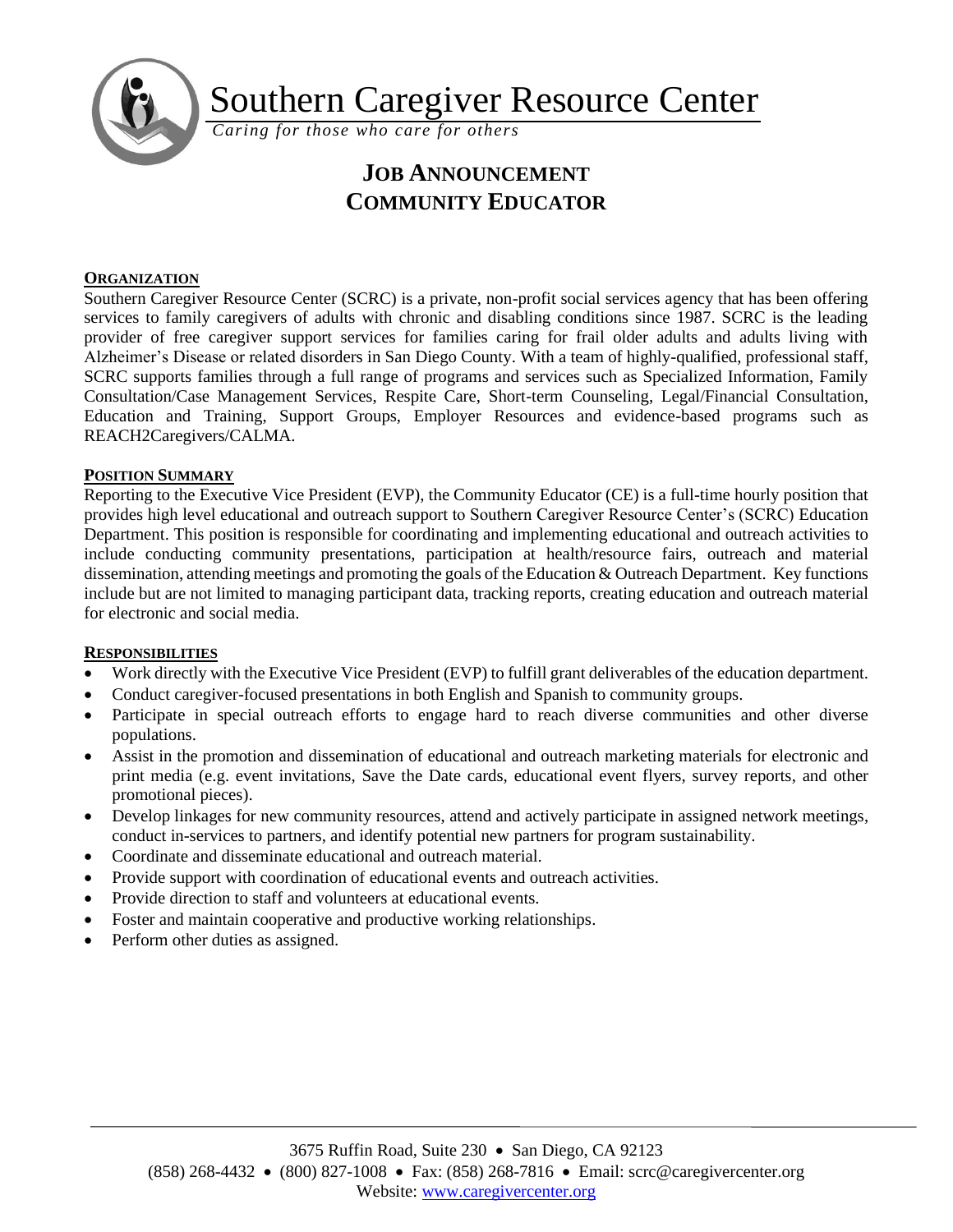# Southern Caregiver Resource Center

*Caring for those who care for others*

## JOB ANNOUNCEMENT
## COMMUNITY EDUCATOR

### ORGANIZATION

Southern Caregiver Resource Center (SCRC) is a private, non-profit social services agency that has been offering services to family caregivers of adults with chronic and disabling conditions since 1987. SCRC is the leading provider of free caregiver support services for families caring for frail older adults and adults living with Alzheimer's Disease or related disorders in San Diego County. With a team of highly-qualified, professional staff, SCRC supports families through a full range of programs and services such as Specialized Information, Family Consultation/Case Management Services, Respite Care, Short-term Counseling, Legal/Financial Consultation, Education and Training, Support Groups, Employer Resources and evidence-based programs such as REACH2Caregivers/CALMA.

### POSITION SUMMARY

Reporting to the Executive Vice President (EVP), the Community Educator (CE) is a full-time hourly position that provides high level educational and outreach support to Southern Caregiver Resource Center's (SCRC) Education Department. This position is responsible for coordinating and implementing educational and outreach activities to include conducting community presentations, participation at health/resource fairs, outreach and material dissemination, attending meetings and promoting the goals of the Education & Outreach Department. Key functions include but are not limited to managing participant data, tracking reports, creating education and outreach material for electronic and social media.

### RESPONSIBILITIES

- Work directly with the Executive Vice President (EVP) to fulfill grant deliverables of the education department.
- Conduct caregiver-focused presentations in both English and Spanish to community groups.
- Participate in special outreach efforts to engage hard to reach diverse communities and other diverse populations.
- Assist in the promotion and dissemination of educational and outreach marketing materials for electronic and print media (e.g. event invitations, Save the Date cards, educational event flyers, survey reports, and other promotional pieces).
- Develop linkages for new community resources, attend and actively participate in assigned network meetings, conduct in-services to partners, and identify potential new partners for program sustainability.
- Coordinate and disseminate educational and outreach material.
- Provide support with coordination of educational events and outreach activities.
- Provide direction to staff and volunteers at educational events.
- Foster and maintain cooperative and productive working relationships.
- Perform other duties as assigned.

3675 Ruffin Road, Suite 230 • San Diego, CA 92123
(858) 268-4432 • (800) 827-1008 • Fax: (858) 268-7816 • Email: scrc@caregivercenter.org
Website: www.caregivercenter.org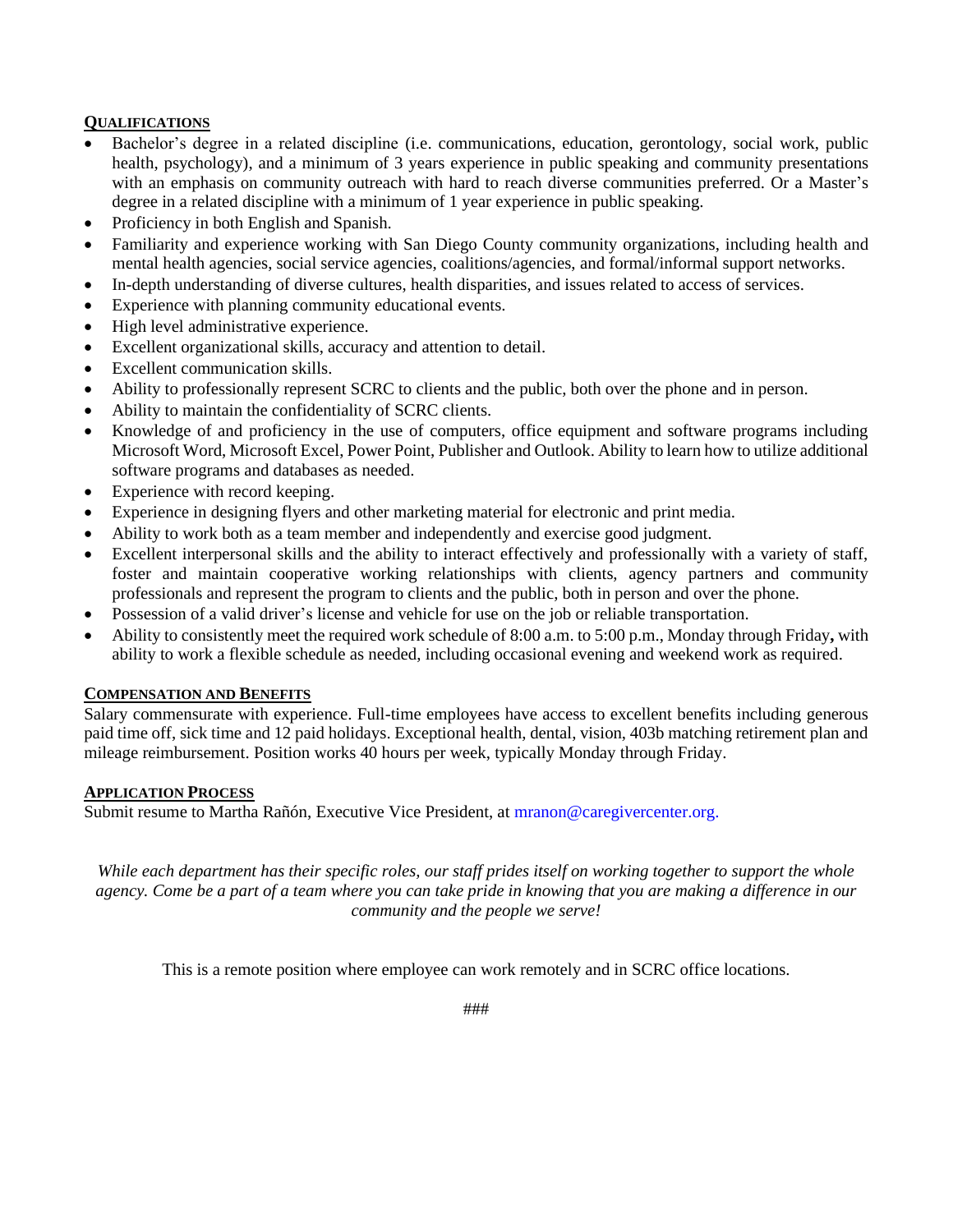## QUALIFICATIONS

- Bachelor's degree in a related discipline (i.e. communications, education, gerontology, social work, public health, psychology), and a minimum of 3 years experience in public speaking and community presentations with an emphasis on community outreach with hard to reach diverse communities preferred. Or a Master's degree in a related discipline with a minimum of 1 year experience in public speaking.
- Proficiency in both English and Spanish.
- Familiarity and experience working with San Diego County community organizations, including health and mental health agencies, social service agencies, coalitions/agencies, and formal/informal support networks.
- In-depth understanding of diverse cultures, health disparities, and issues related to access of services.
- Experience with planning community educational events.
- High level administrative experience.
- Excellent organizational skills, accuracy and attention to detail.
- Excellent communication skills.
- Ability to professionally represent SCRC to clients and the public, both over the phone and in person.
- Ability to maintain the confidentiality of SCRC clients.
- Knowledge of and proficiency in the use of computers, office equipment and software programs including Microsoft Word, Microsoft Excel, Power Point, Publisher and Outlook. Ability to learn how to utilize additional software programs and databases as needed.
- Experience with record keeping.
- Experience in designing flyers and other marketing material for electronic and print media.
- Ability to work both as a team member and independently and exercise good judgment.
- Excellent interpersonal skills and the ability to interact effectively and professionally with a variety of staff, foster and maintain cooperative working relationships with clients, agency partners and community professionals and represent the program to clients and the public, both in person and over the phone.
- Possession of a valid driver's license and vehicle for use on the job or reliable transportation.
- Ability to consistently meet the required work schedule of 8:00 a.m. to 5:00 p.m., Monday through Friday**,** with ability to work a flexible schedule as needed, including occasional evening and weekend work as required.

## COMPENSATION AND BENEFITS

Salary commensurate with experience. Full-time employees have access to excellent benefits including generous paid time off, sick time and 12 paid holidays. Exceptional health, dental, vision, 403b matching retirement plan and mileage reimbursement. Position works 40 hours per week, typically Monday through Friday.

## APPLICATION PROCESS

Submit resume to Martha Rañón, Executive Vice President, at mranon@caregivercenter.org.

*While each department has their specific roles, our staff prides itself on working together to support the whole agency. Come be a part of a team where you can take pride in knowing that you are making a difference in our community and the people we serve!*

This is a remote position where employee can work remotely and in SCRC office locations.

###